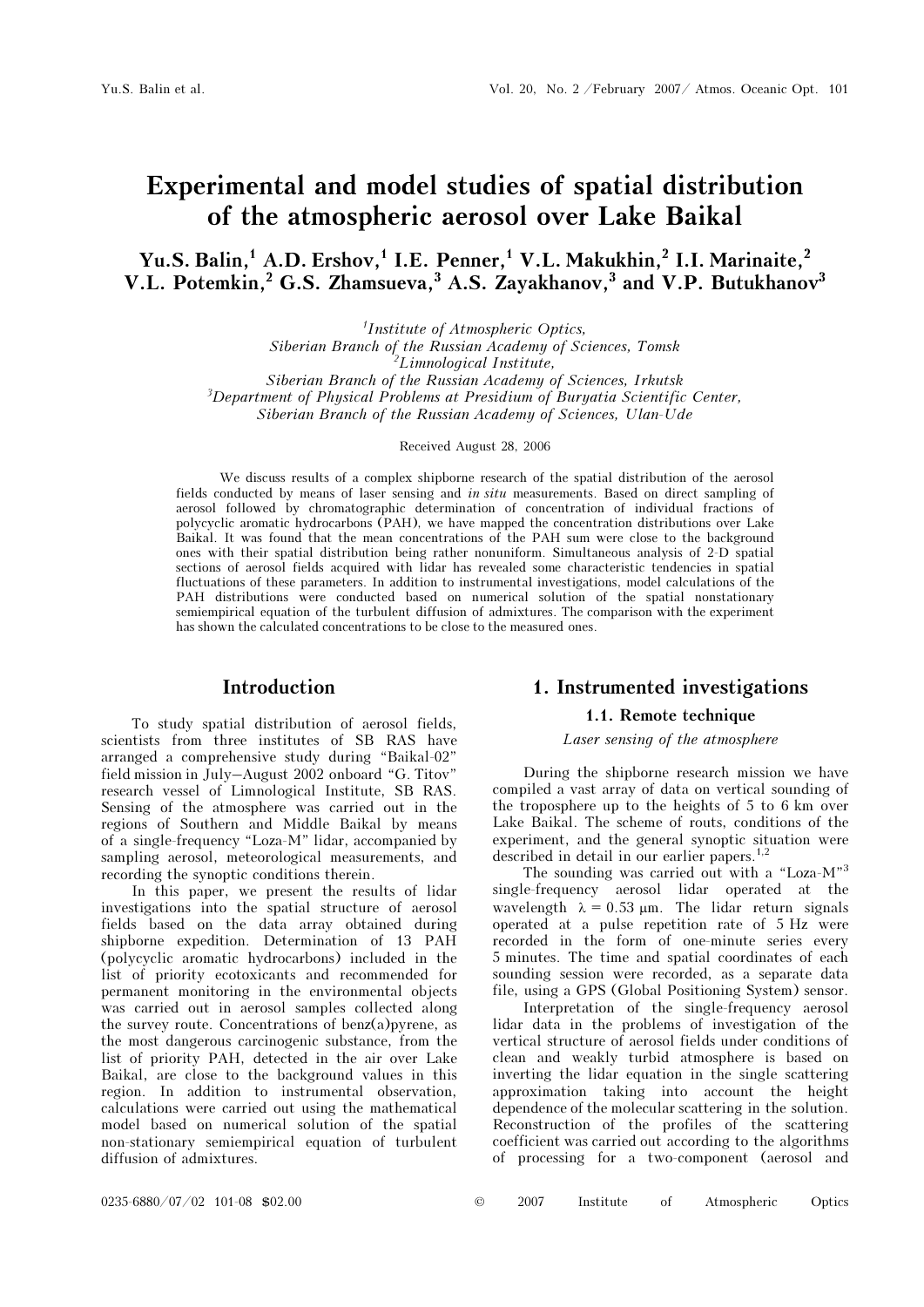# Experimental and model studies of spatial distribution of the atmospheric aerosol over Lake Baikal

**Yu.S. Balin,[1] A.D. Ershov,[1] I.E. Penner,[1] V.L. Makukhin,[2] I.I. Marinaite,[2] V.L. Potemkin,[2] G.S. Zhamsueva,[3] A.S. Zayakhanov,[3] and V.P. Butukhanov[3]**

[1] *Institute of Atmospheric Optics, Siberian Branch of the Russian Academy of Sciences, Tomsk*
[2] *Limnological Institute, Siberian Branch of the Russian Academy of Sciences, Irkutsk*
[3] *Department of Physical Problems at Presidium of Buryatia Scientific Center, Siberian Branch of the Russian Academy of Sciences, Ulan-Ude*

Received August 28, 2006

We discuss results of a complex shipborne research of the spatial distribution of the aerosol fields conducted by means of laser sensing and *in situ* measurements. Based on direct sampling of aerosol followed by chromatographic determination of concentration of individual fractions of polycyclic aromatic hydrocarbons (PAH), we have mapped the concentration distributions over Lake Baikal. It was found that the mean concentrations of the PAH sum were close to the background ones with their spatial distribution being rather nonuniform. Simultaneous analysis of 2-D spatial sections of aerosol fields acquired with lidar has revealed some characteristic tendencies in spatial fluctuations of these parameters. In addition to instrumental investigations, model calculations of the PAH distributions were conducted based on numerical solution of the spatial nonstationary semiempirical equation of the turbulent diffusion of admixtures. The comparison with the experiment has shown the calculated concentrations to be close to the measured ones.

## Introduction

To study spatial distribution of aerosol fields, scientists from three institutes of SB RAS have arranged a comprehensive study during "Baikal-02" field mission in July–August 2002 onboard "G. Titov" research vessel of Limnological Institute, SB RAS. Sensing of the atmosphere was carried out in the regions of Southern and Middle Baikal by means of a single-frequency "Loza-M" lidar, accompanied by sampling aerosol, meteorological measurements, and recording the synoptic conditions therein.

In this paper, we present the results of lidar investigations into the spatial structure of aerosol fields based on the data array obtained during shipborne expedition. Determination of 13 PAH (polycyclic aromatic hydrocarbons) included in the list of priority ecotoxicants and recommended for permanent monitoring in the environmental objects was carried out in aerosol samples collected along the survey route. Concentrations of benz(a)pyrene, as the most dangerous carcinogenic substance, from the list of priority PAH, detected in the air over Lake Baikal, are close to the background values in this region. In addition to instrumental observation, calculations were carried out using the mathematical model based on numerical solution of the spatial non-stationary semiempirical equation of turbulent diffusion of admixtures.

## 1. Instrumented investigations

### 1.1. Remote technique

*Laser sensing of the atmosphere*

During the shipborne research mission we have compiled a vast array of data on vertical sounding of the troposphere up to the heights of 5 to 6 km over Lake Baikal. The scheme of routs, conditions of the experiment, and the general synoptic situation were described in detail in our earlier papers.[1,2]

The sounding was carried out with a "Loza-M"[3] single-frequency aerosol lidar operated at the wavelength $\lambda = 0.53$ μm. The lidar return signals operated at a pulse repetition rate of 5 Hz were recorded in the form of one-minute series every 5 minutes. The time and spatial coordinates of each sounding session were recorded, as a separate data file, using a GPS (Global Positioning System) sensor.

Interpretation of the single-frequency aerosol lidar data in the problems of investigation of the vertical structure of aerosol fields under conditions of clean and weakly turbid atmosphere is based on inverting the lidar equation in the single scattering approximation taking into account the height dependence of the molecular scattering in the solution. Reconstruction of the profiles of the scattering coefficient was carried out according to the algorithms of processing for a two-component (aerosol and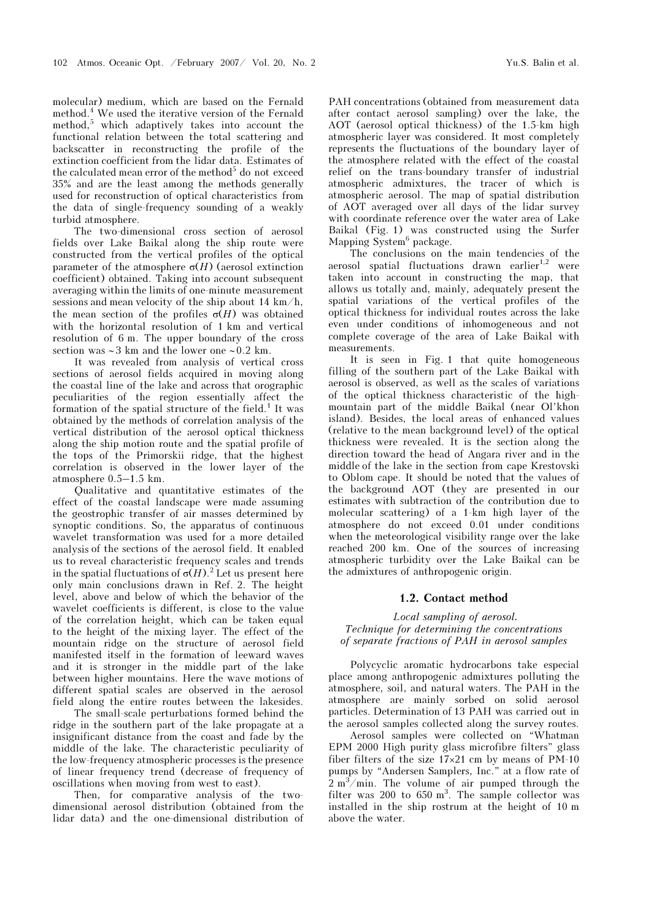molecular) medium, which are based on the Fernald method.[4] We used the iterative version of the Fernald method,[5] which adaptively takes into account the functional relation between the total scattering and backscatter in reconstructing the profile of the extinction coefficient from the lidar data. Estimates of the calculated mean error of the method[5] do not exceed 35% and are the least among the methods generally used for reconstruction of optical characteristics from the data of single-frequency sounding of a weakly turbid atmosphere.

The two-dimensional cross section of aerosol fields over Lake Baikal along the ship route were constructed from the vertical profiles of the optical parameter of the atmosphere $\sigma(H)$ (aerosol extinction coefficient) obtained. Taking into account subsequent averaging within the limits of one-minute measurement sessions and mean velocity of the ship about 14 km/h, the mean section of the profiles $\sigma(H)$ was obtained with the horizontal resolution of 1 km and vertical resolution of 6 m. The upper boundary of the cross section was ~3 km and the lower one ~0.2 km.

It was revealed from analysis of vertical cross sections of aerosol fields acquired in moving along the coastal line of the lake and across that orographic peculiarities of the region essentially affect the formation of the spatial structure of the field.[1] It was obtained by the methods of correlation analysis of the vertical distribution of the aerosol optical thickness along the ship motion route and the spatial profile of the tops of the Primorskii ridge, that the highest correlation is observed in the lower layer of the atmosphere 0.5–1.5 km.

Qualitative and quantitative estimates of the effect of the coastal landscape were made assuming the geostrophic transfer of air masses determined by synoptic conditions. So, the apparatus of continuous wavelet transformation was used for a more detailed analysis of the sections of the aerosol field. It enabled us to reveal characteristic frequency scales and trends in the spatial fluctuations of $\sigma(H)$.[2] Let us present here only main conclusions drawn in Ref. 2. The height level, above and below of which the behavior of the wavelet coefficients is different, is close to the value of the correlation height, which can be taken equal to the height of the mixing layer. The effect of the mountain ridge on the structure of aerosol field manifested itself in the formation of leeward waves and it is stronger in the middle part of the lake between higher mountains. Here the wave motions of different spatial scales are observed in the aerosol field along the entire routes between the lakesides.

The small-scale perturbations formed behind the ridge in the southern part of the lake propagate at a insignificant distance from the coast and fade by the middle of the lake. The characteristic peculiarity of the low-frequency atmospheric processes is the presence of linear frequency trend (decrease of frequency of oscillations when moving from west to east).

Then, for comparative analysis of the two-dimensional aerosol distribution (obtained from the lidar data) and the one-dimensional distribution of PAH concentrations (obtained from measurement data after contact aerosol sampling) over the lake, the AOT (aerosol optical thickness) of the 1.5-km high atmospheric layer was considered. It most completely represents the fluctuations of the boundary layer of the atmosphere related with the effect of the coastal relief on the trans-boundary transfer of industrial atmospheric admixtures, the tracer of which is atmospheric aerosol. The map of spatial distribution of AOT averaged over all days of the lidar survey with coordinate reference over the water area of Lake Baikal (Fig. 1) was constructed using the Surfer Mapping System[6] package.

The conclusions on the main tendencies of the aerosol spatial fluctuations drawn earlier[1,2] were taken into account in constructing the map, that allows us totally and, mainly, adequately present the spatial variations of the vertical profiles of the optical thickness for individual routes across the lake even under conditions of inhomogeneous and not complete coverage of the area of Lake Baikal with measurements.

It is seen in Fig. 1 that quite homogeneous filling of the southern part of the Lake Baikal with aerosol is observed, as well as the scales of variations of the optical thickness characteristic of the high-mountain part of the middle Baikal (near Ol'khon island). Besides, the local areas of enhanced values (relative to the mean background level) of the optical thickness were revealed. It is the section along the direction toward the head of Angara river and in the middle of the lake in the section from cape Krestovski to Oblom cape. It should be noted that the values of the background AOT (they are presented in our estimates with subtraction of the contribution due to molecular scattering) of a 1-km high layer of the atmosphere do not exceed 0.01 under conditions when the meteorological visibility range over the lake reached 200 km. One of the sources of increasing atmospheric turbidity over the Lake Baikal can be the admixtures of anthropogenic origin.

### 1.2. Contact method

*Local sampling of aerosol.*
*Technique for determining the concentrations of separate fractions of PAH in aerosol samples*

Polycyclic aromatic hydrocarbons take especial place among anthropogenic admixtures polluting the atmosphere, soil, and natural waters. The PAH in the atmosphere are mainly sorbed on solid aerosol particles. Determination of 13 PAH was carried out in the aerosol samples collected along the survey routes.

Aerosol samples were collected on "Whatman EPM 2000 High purity glass microfibre filters" glass fiber filters of the size 17×21 cm by means of PM-10 pumps by "Andersen Samplers, Inc." at a flow rate of 2 $m^3$/min. The volume of air pumped through the filter was 200 to 650 $m^3$. The sample collector was installed in the ship rostrum at the height of 10 m above the water.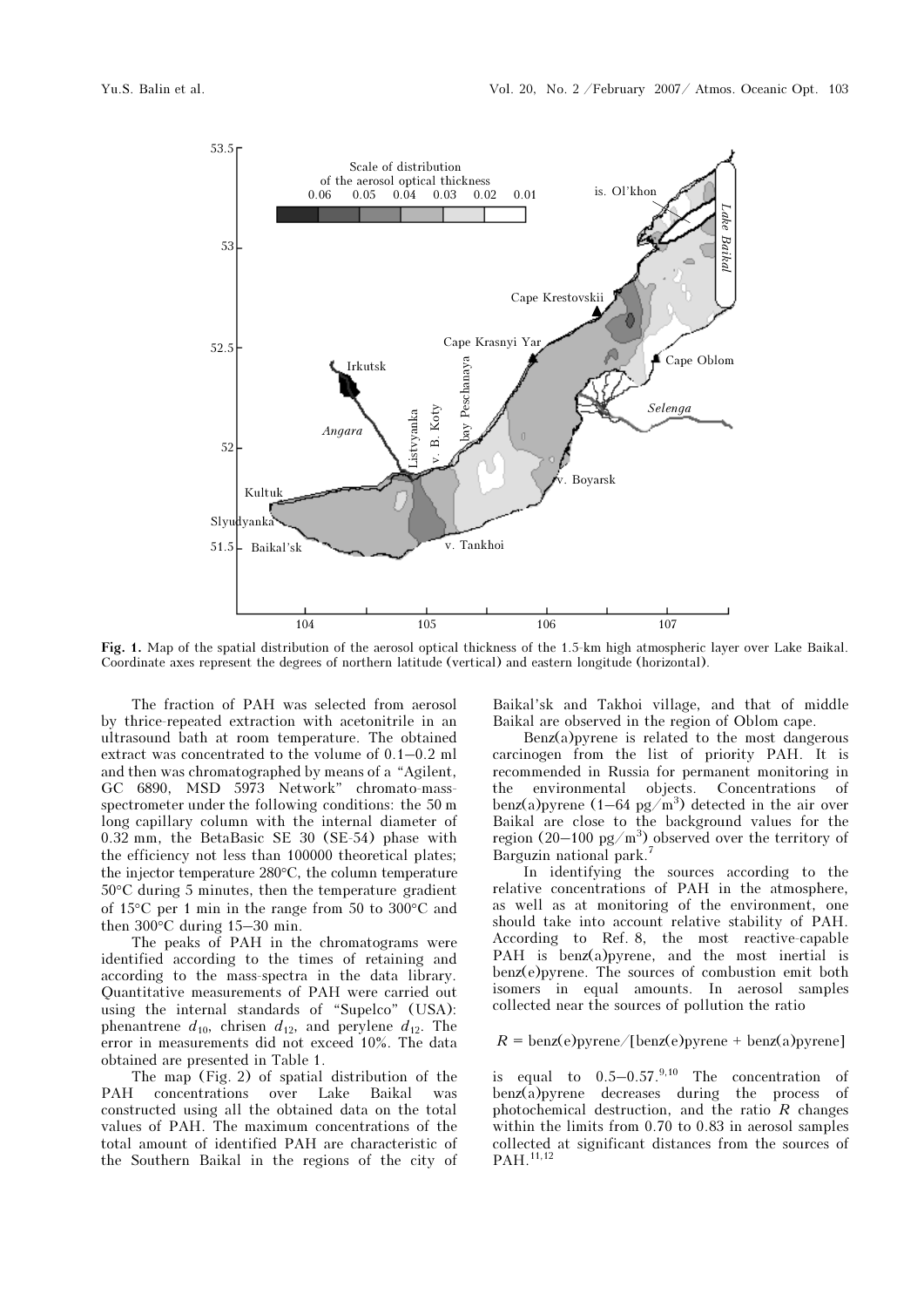**Fig. 1.** Map of the spatial distribution of the aerosol optical thickness of the 1.5-km high atmospheric layer over Lake Baikal. Coordinate axes represent the degrees of northern latitude (vertical) and eastern longitude (horizontal).

The fraction of PAH was selected from aerosol by thrice-repeated extraction with acetonitrile in an ultrasound bath at room temperature. The obtained extract was concentrated to the volume of 0.1–0.2 ml and then was chromatographed by means of a "Agilent, GC 6890, MSD 5973 Network" chromato-mass-spectrometer under the following conditions: the 50 m long capillary column with the internal diameter of 0.32 mm, the BetaBasic SE 30 (SE-54) phase with the efficiency not less than 100000 theoretical plates; the injector temperature 280°C, the column temperature 50°C during 5 minutes, then the temperature gradient of 15°C per 1 min in the range from 50 to 300°C and then 300°C during 15–30 min.

The peaks of PAH in the chromatograms were identified according to the times of retaining and according to the mass-spectra in the data library. Quantitative measurements of PAH were carried out using the internal standards of "Supelco" (USA): phenantrene $d_{10}$, chrisen $d_{12}$, and perylene $d_{12}$. The error in measurements did not exceed 10%. The data obtained are presented in Table 1.

The map (Fig. 2) of spatial distribution of the PAH concentrations over Lake Baikal was constructed using all the obtained data on the total values of PAH. The maximum concentrations of the total amount of identified PAH are characteristic of the Southern Baikal in the regions of the city of Baikal'sk and Takhoi village, and that of middle Baikal are observed in the region of Oblom cape.

Benz(a)pyrene is related to the most dangerous carcinogen from the list of priority PAH. It is recommended in Russia for permanent monitoring in the environmental objects. Concentrations of benz(a)pyrene (1–64 pg/m$^3$) detected in the air over Baikal are close to the background values for the region (20–100 pg/m$^3$) observed over the territory of Barguzin national park.[7]

In identifying the sources according to the relative concentrations of PAH in the atmosphere, as well as at monitoring of the environment, one should take into account relative stability of PAH. According to Ref. 8, the most reactive-capable PAH is benz(a)pyrene, and the most inertial is benz(e)pyrene. The sources of combustion emit both isomers in equal amounts. In aerosol samples collected near the sources of pollution the ratio

$$R = \text{benz(e)pyrene}/[\text{benz(e)pyrene} + \text{benz(a)pyrene}]$$

is equal to 0.5–0.57.[9,10] The concentration of benz(a)pyrene decreases during the process of photochemical destruction, and the ratio $R$ changes within the limits from 0.70 to 0.83 in aerosol samples collected at significant distances from the sources of PAH.[11,12]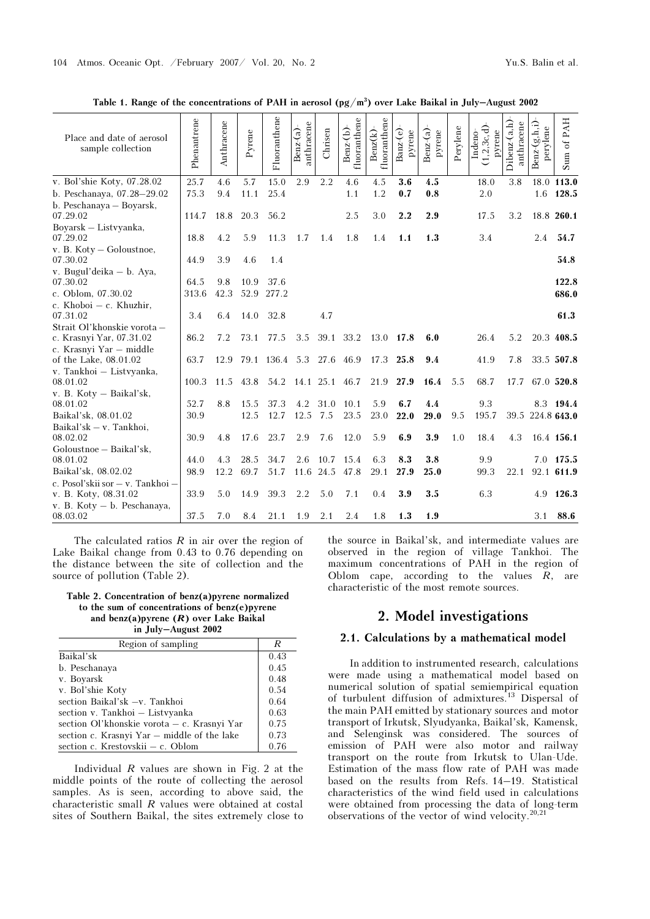**Table 1. Range of the concentrations of PAH in aerosol (pg/m³) over Lake Baikal in July–August 2002**

| Place and date of aerosol sample collection | Phenantrene | Anthracene | Pyrene | Fluoranthene | Benz-(a)-anthracene | Chrisen | Benz-(b)-fluoranthene | Benz(k)-fluoranthene | Banz-(e)-pyrene | Benz-(a)-pyrene | Perylene | Indeno-(1,2,3c,d)-pyrene | Dibenz-(a,h)-anthracene | Benz-(g,h,i)-perylene | Sum of PAH |
|---|---|---|---|---|---|---|---|---|---|---|---|---|---|---|---|
| v. Bol'shie Koty, 07.28.02 | 25.7 | 4.6 | 5.7 | 15.0 | 2.9 | 2.2 | 4.6 | 4.5 | **3.6** | **4.5** | | 18.0 | 3.8 | 18.0 | **113.0** |
| b. Peschanaya, 07.28–29.02 | 75.3 | 9.4 | 11.1 | 25.4 | | | 1.1 | 1.2 | **0.7** | **0.8** | | 2.0 | | 1.6 | **128.5** |
| b. Peschanaya – Boyarsk, 07.29.02 | 114.7 | 18.8 | 20.3 | 56.2 | | | 2.5 | 3.0 | **2.2** | **2.9** | | 17.5 | 3.2 | 18.8 | **260.1** |
| Boyarsk – Listvyanka, 07.29.02 | 18.8 | 4.2 | 5.9 | 11.3 | 1.7 | 1.4 | 1.8 | 1.4 | **1.1** | **1.3** | | 3.4 | | 2.4 | **54.7** |
| v. B. Koty – Goloustnoe, 07.30.02 | 44.9 | 3.9 | 4.6 | 1.4 | | | | | | | | | | | **54.8** |
| v. Bugul'deika – b. Aya, 07.30.02 | 64.5 | 9.8 | 10.9 | 37.6 | | | | | | | | | | | **122.8** |
| c. Oblom, 07.30.02 | 313.6 | 42.3 | 52.9 | 277.2 | | | | | | | | | | | **686.0** |
| c. Khoboi – c. Khuzhir, 07.31.02 | 3.4 | 6.4 | 14.0 | 32.8 | | 4.7 | | | | | | | | | **61.3** |
| Strait Ol'khonskie vorota – c. Krasnyi Yar, 07.31.02 | 86.2 | 7.2 | 73.1 | 77.5 | 3.5 | 39.1 | 33.2 | 13.0 | **17.8** | **6.0** | | 26.4 | 5.2 | 20.3 | **408.5** |
| c. Krasnyi Yar – middle of the Lake, 08.01.02 | 63.7 | 12.9 | 79.1 | 136.4 | 5.3 | 27.6 | 46.9 | 17.3 | **25.8** | **9.4** | | 41.9 | 7.8 | 33.5 | **507.8** |
| v. Tankhoi – Listvyanka, 08.01.02 | 100.3 | 11.5 | 43.8 | 54.2 | 14.1 | 25.1 | 46.7 | 21.9 | **27.9** | **16.4** | 5.5 | 68.7 | 17.7 | 67.0 | **520.8** |
| v. B. Koty – Baikal'sk, 08.01.02 | 52.7 | 8.8 | 15.5 | 37.3 | 4.2 | 31.0 | 10.1 | 5.9 | **6.7** | **4.4** | | 9.3 | | 8.3 | **194.4** |
| Baikal'sk, 08.01.02 | 30.9 | | 12.5 | 12.7 | 12.5 | 7.5 | 23.5 | 23.0 | **22.0** | **29.0** | 9.5 | 195.7 | 39.5 | 224.8 | **643.0** |
| Baikal'sk – v. Tankhoi, 08.02.02 | 30.9 | 4.8 | 17.6 | 23.7 | 2.9 | 7.6 | 12.0 | 5.9 | **6.9** | **3.9** | 1.0 | 18.4 | 4.3 | 16.4 | **156.1** |
| Goloustnoe – Baikal'sk, 08.01.02 | 44.0 | 4.3 | 28.5 | 34.7 | 2.6 | 10.7 | 15.4 | 6.3 | **8.3** | **3.8** | | 9.9 | | 7.0 | **175.5** |
| Baikal'sk, 08.02.02 | 98.9 | 12.2 | 69.7 | 51.7 | 11.6 | 24.5 | 47.8 | 29.1 | **27.9** | **25.0** | | 99.3 | 22.1 | 92.1 | **611.9** |
| c. Posol'skii sor – v. Tankhoi – v. B. Koty, 08.31.02 | 33.9 | 5.0 | 14.9 | 39.3 | 2.2 | 5.0 | 7.1 | 0.4 | **3.9** | **3.5** | | 6.3 | | 4.9 | **126.3** |
| v. B. Koty – b. Peschanaya, 08.03.02 | 37.5 | 7.0 | 8.4 | 21.1 | 1.9 | 2.1 | 2.4 | 1.8 | **1.3** | **1.9** | | | | 3.1 | **88.6** |

The calculated ratios $R$ in air over the region of Lake Baikal change from 0.43 to 0.76 depending on the distance between the site of collection and the source of pollution (Table 2).

**Table 2. Concentration of benz(a)pyrene normalized to the sum of concentrations of benz(e)pyrene and benz(a)pyrene ($R$) over Lake Baikal in July–August 2002**

| Region of sampling | $R$ |
|---|---|
| Baikal'sk | 0.43 |
| b. Peschanaya | 0.45 |
| v. Boyarsk | 0.48 |
| v. Bol'shie Koty | 0.54 |
| section Baikal'sk –v. Tankhoi | 0.64 |
| section v. Tankhoi – Listvyanka | 0.63 |
| section Ol'khonskie vorota – c. Krasnyi Yar | 0.75 |
| section c. Krasnyi Yar – middle of the lake | 0.73 |
| section c. Krestovskii – c. Oblom | 0.76 |

Individual $R$ values are shown in Fig. 2 at the middle points of the route of collecting the aerosol samples. As is seen, according to above said, the characteristic small $R$ values were obtained at costal sites of Southern Baikal, the sites extremely close to the source in Baikal'sk, and intermediate values are observed in the region of village Tankhoi. The maximum concentrations of PAH in the region of Oblom cape, according to the values $R$, are characteristic of the most remote sources.

## 2. Model investigations

### 2.1. Calculations by a mathematical model

In addition to instrumented research, calculations were made using a mathematical model based on numerical solution of spatial semiempirical equation of turbulent diffusion of admixtures.[13] Dispersal of the main PAH emitted by stationary sources and motor transport of Irkutsk, Slyudyanka, Baikal'sk, Kamensk, and Selenginsk was considered. The sources of emission of PAH were also motor and railway transport on the route from Irkutsk to Ulan-Ude. Estimation of the mass flow rate of PAH was made based on the results from Refs. 14–19. Statistical characteristics of the wind field used in calculations were obtained from processing the data of long-term observations of the vector of wind velocity.[20,21]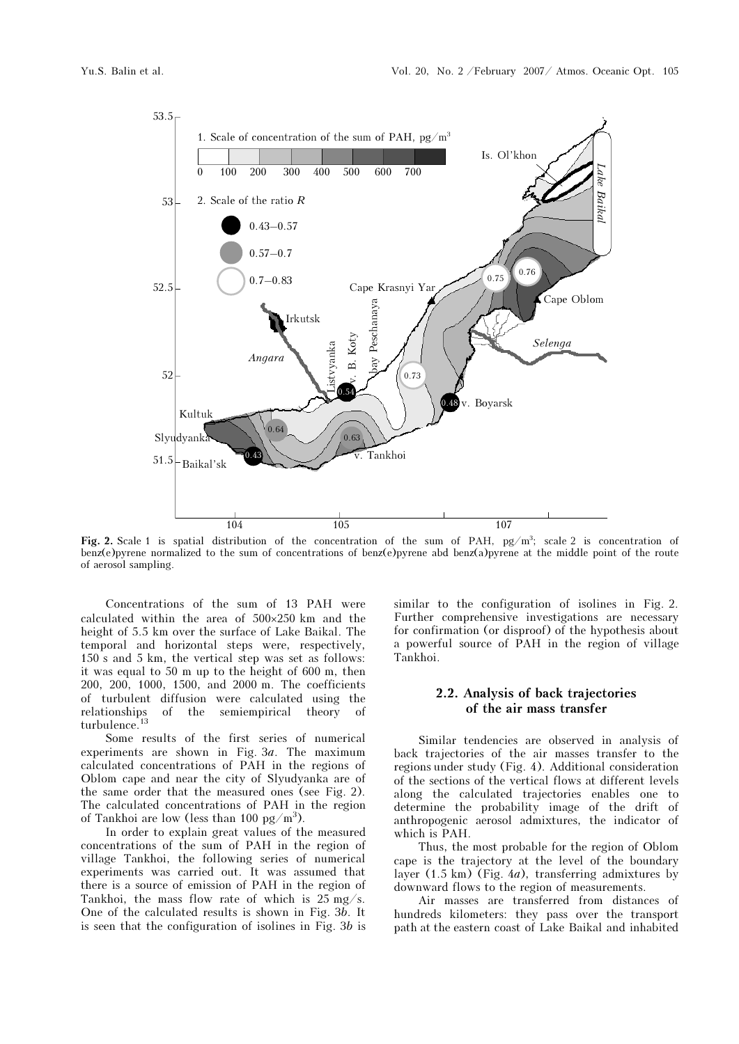**Fig. 2.** Scale 1 is spatial distribution of the concentration of the sum of PAH, pg/m$^3$; scale 2 is concentration of benz(e)pyrene normalized to the sum of concentrations of benz(e)pyrene abd benz(a)pyrene at the middle point of the route of aerosol sampling.

Concentrations of the sum of 13 PAH were calculated within the area of 500×250 km and the height of 5.5 km over the surface of Lake Baikal. The temporal and horizontal steps were, respectively, 150 s and 5 km, the vertical step was set as follows: it was equal to 50 m up to the height of 600 m, then 200, 200, 1000, 1500, and 2000 m. The coefficients of turbulent diffusion were calculated using the relationships of the semiempirical theory of turbulence.[13]

Some results of the first series of numerical experiments are shown in Fig. 3*a*. The maximum calculated concentrations of PAH in the regions of Oblom cape and near the city of Slyudyanka are of the same order that the measured ones (see Fig. 2). The calculated concentrations of PAH in the region of Tankhoi are low (less than 100 pg/m$^3$).

In order to explain great values of the measured concentrations of the sum of PAH in the region of village Tankhoi, the following series of numerical experiments was carried out. It was assumed that there is a source of emission of PAH in the region of Tankhoi, the mass flow rate of which is 25 mg/s. One of the calculated results is shown in Fig. 3*b*. It is seen that the configuration of isolines in Fig. 3*b* is similar to the configuration of isolines in Fig. 2. Further comprehensive investigations are necessary for confirmation (or disproof) of the hypothesis about a powerful source of PAH in the region of village Tankhoi.

## 2.2. Analysis of back trajectories of the air mass transfer

Similar tendencies are observed in analysis of back trajectories of the air masses transfer to the regions under study (Fig. 4). Additional consideration of the sections of the vertical flows at different levels along the calculated trajectories enables one to determine the probability image of the drift of anthropogenic aerosol admixtures, the indicator of which is PAH.

Thus, the most probable for the region of Oblom cape is the trajectory at the level of the boundary layer (1.5 km) (Fig. 4*a*), transferring admixtures by downward flows to the region of measurements.

Air masses are transferred from distances of hundreds kilometers: they pass over the transport path at the eastern coast of Lake Baikal and inhabited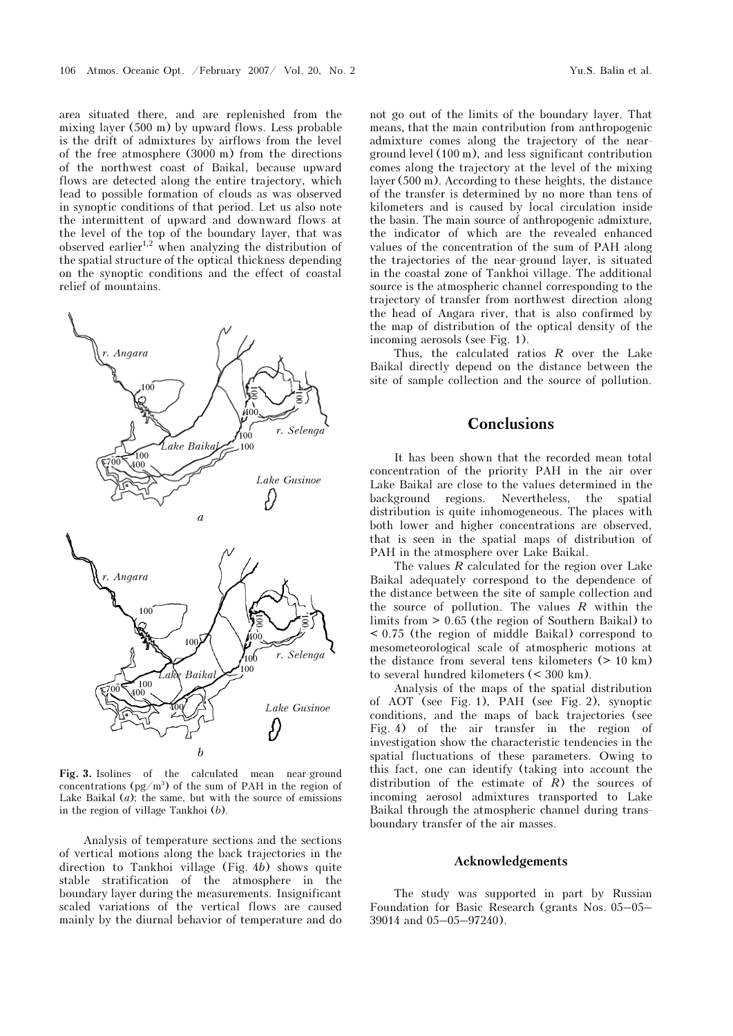area situated there, and are replenished from the mixing layer (500 m) by upward flows. Less probable is the drift of admixtures by airflows from the level of the free atmosphere (3000 m) from the directions of the northwest coast of Baikal, because upward flows are detected along the entire trajectory, which lead to possible formation of clouds as was observed in synoptic conditions of that period. Let us also note the intermittent of upward and downward flows at the level of the top of the boundary layer, that was observed earlier[1,2] when analyzing the distribution of the spatial structure of the optical thickness depending on the synoptic conditions and the effect of coastal relief of mountains.

**Fig. 3.** Isolines of the calculated mean near-ground concentrations (pg/m$^3$) of the sum of PAH in the region of Lake Baikal (*a*); the same, but with the source of emissions in the region of village Tankhoi (*b*).

Analysis of temperature sections and the sections of vertical motions along the back trajectories in the direction to Tankhoi village (Fig. 4*b*) shows quite stable stratification of the atmosphere in the boundary layer during the measurements. Insignificant scaled variations of the vertical flows are caused mainly by the diurnal behavior of temperature and do not go out of the limits of the boundary layer. That means, that the main contribution from anthropogenic admixture comes along the trajectory of the near-ground level (100 m), and less significant contribution comes along the trajectory at the level of the mixing layer (500 m). According to these heights, the distance of the transfer is determined by no more than tens of kilometers and is caused by local circulation inside the basin. The main source of anthropogenic admixture, the indicator of which are the revealed enhanced values of the concentration of the sum of PAH along the trajectories of the near-ground layer, is situated in the coastal zone of Tankhoi village. The additional source is the atmospheric channel corresponding to the trajectory of transfer from northwest direction along the head of Angara river, that is also confirmed by the map of distribution of the optical density of the incoming aerosols (see Fig. 1).

Thus, the calculated ratios $R$ over the Lake Baikal directly depend on the distance between the site of sample collection and the source of pollution.

## Conclusions

It has been shown that the recorded mean total concentration of the priority PAH in the air over Lake Baikal are close to the values determined in the background regions. Nevertheless, the spatial distribution is quite inhomogeneous. The places with both lower and higher concentrations are observed, that is seen in the spatial maps of distribution of PAH in the atmosphere over Lake Baikal.

The values $R$ calculated for the region over Lake Baikal adequately correspond to the dependence of the distance between the site of sample collection and the source of pollution. The values $R$ within the limits from $> 0.65$ (the region of Southern Baikal) to $< 0.75$ (the region of middle Baikal) correspond to mesometeorological scale of atmospheric motions at the distance from several tens kilometers ($> 10$ km) to several hundred kilometers ($< 300$ km).

Analysis of the maps of the spatial distribution of AOT (see Fig. 1), PAH (see Fig. 2), synoptic conditions, and the maps of back trajectories (see Fig. 4) of the air transfer in the region of investigation show the characteristic tendencies in the spatial fluctuations of these parameters. Owing to this fact, one can identify (taking into account the distribution of the estimate of $R$) the sources of incoming aerosol admixtures transported to Lake Baikal through the atmospheric channel during trans-boundary transfer of the air masses.

### Acknowledgements

The study was supported in part by Russian Foundation for Basic Research (grants Nos. 05–05–39014 and 05–05–97240).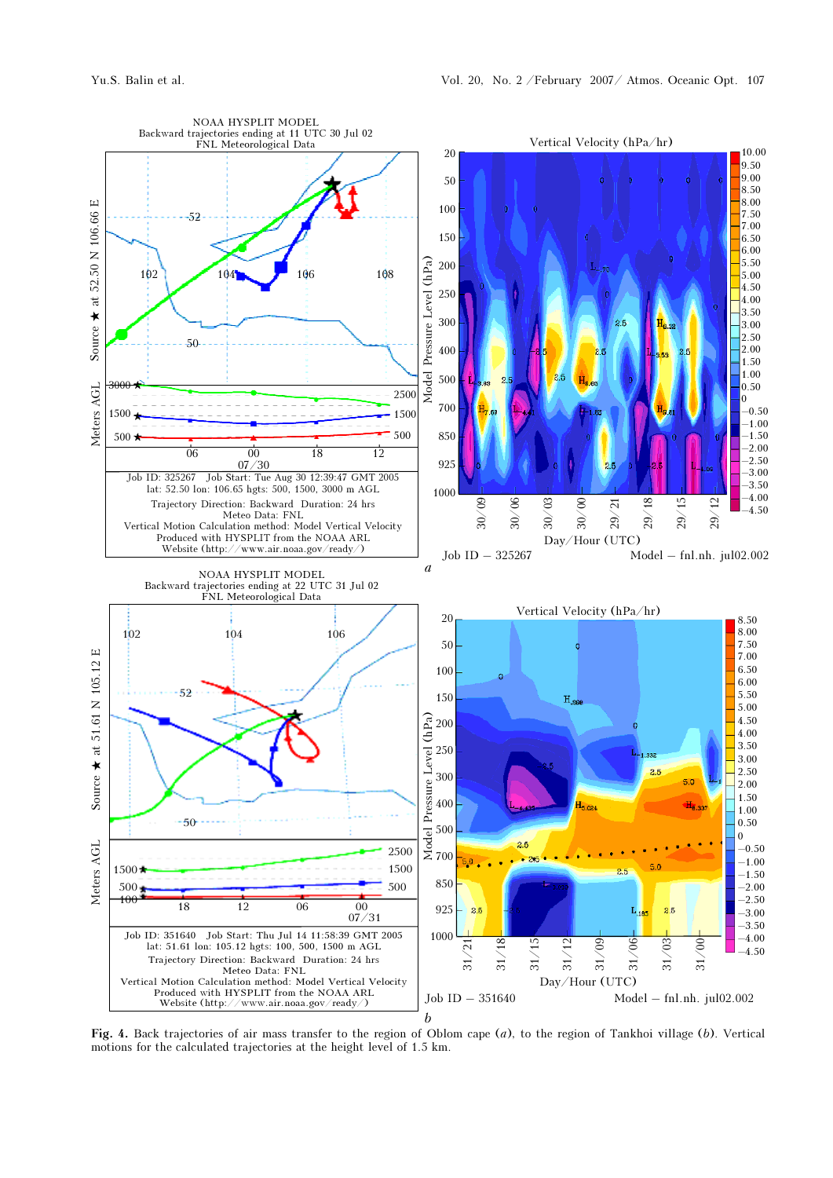**Fig. 4.** Back trajectories of air mass transfer to the region of Oblom cape (*a*), to the region of Tankhoi village (*b*). Vertical motions for the calculated trajectories at the height level of 1.5 km.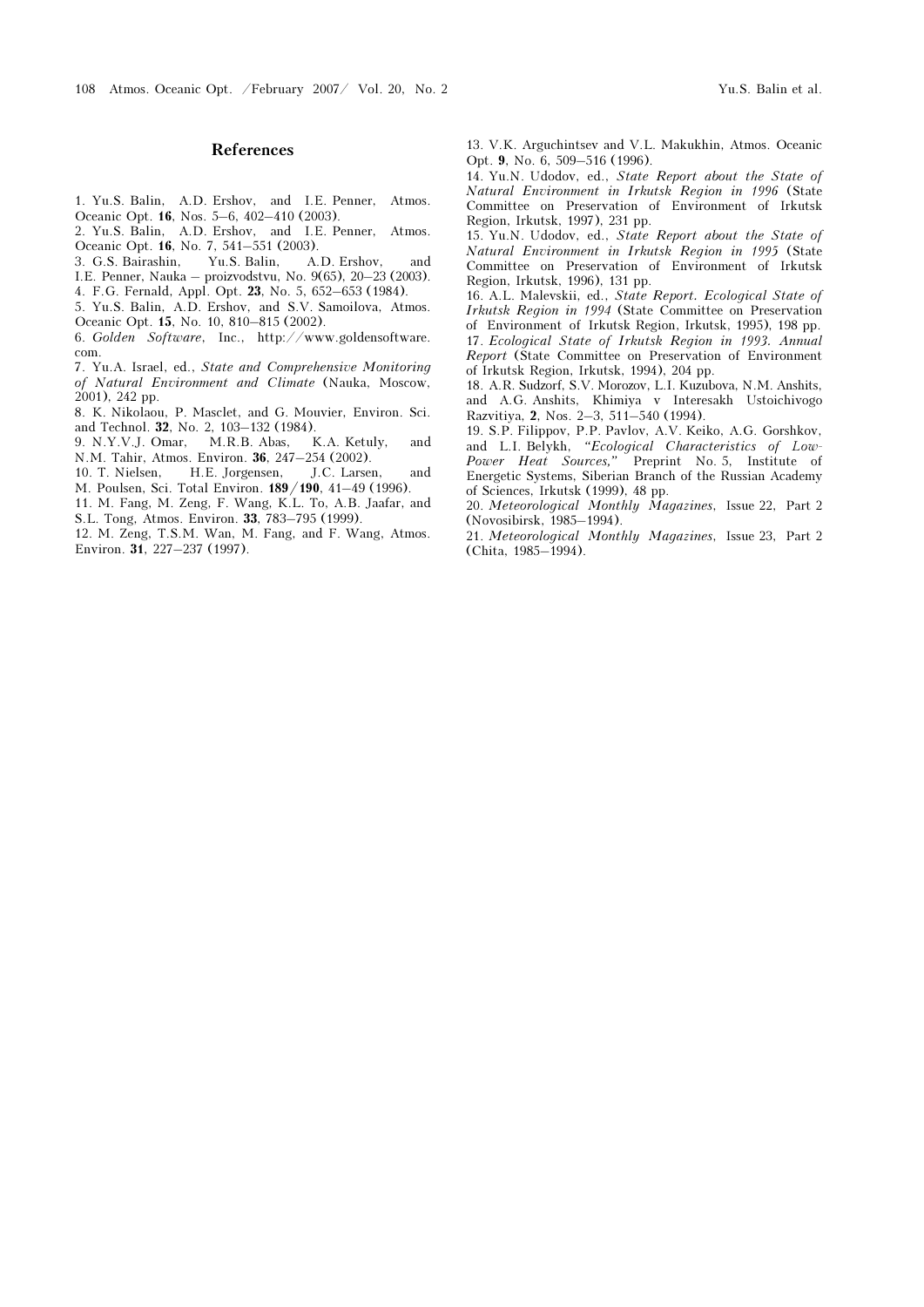## References

1. Yu.S. Balin, A.D. Ershov, and I.E. Penner, Atmos. Oceanic Opt. **16**, Nos. 5–6, 402–410 (2003).
2. Yu.S. Balin, A.D. Ershov, and I.E. Penner, Atmos. Oceanic Opt. **16**, No. 7, 541–551 (2003).
3. G.S. Bairashin, Yu.S. Balin, A.D. Ershov, and I.E. Penner, Nauka – proizvodstvu, No. 9(65), 20–23 (2003).
4. F.G. Fernald, Appl. Opt. **23**, No. 5, 652–653 (1984).
5. Yu.S. Balin, A.D. Ershov, and S.V. Samoilova, Atmos. Oceanic Opt. **15**, No. 10, 810–815 (2002).
6. *Golden Software*, Inc., http://www.goldensoftware.com.
7. Yu.A. Israel, ed., *State and Comprehensive Monitoring of Natural Environment and Climate* (Nauka, Moscow, 2001), 242 pp.
8. K. Nikolaou, P. Masclet, and G. Mouvier, Environ. Sci. and Technol. **32**, No. 2, 103–132 (1984).
9. N.Y.V.J. Omar, M.R.B. Abas, K.A. Ketuly, and N.M. Tahir, Atmos. Environ. **36**, 247–254 (2002).
10. T. Nielsen, H.E. Jorgensen, J.C. Larsen, and M. Poulsen, Sci. Total Environ. **189/190**, 41–49 (1996).
11. M. Fang, M. Zeng, F. Wang, K.L. To, A.B. Jaafar, and S.L. Tong, Atmos. Environ. **33**, 783–795 (1999).
12. M. Zeng, T.S.M. Wan, M. Fang, and F. Wang, Atmos. Environ. **31**, 227–237 (1997).
13. V.K. Arguchintsev and V.L. Makukhin, Atmos. Oceanic Opt. **9**, No. 6, 509–516 (1996).
14. Yu.N. Udodov, ed., *State Report about the State of Natural Environment in Irkutsk Region in 1996* (State Committee on Preservation of Environment of Irkutsk Region, Irkutsk, 1997), 231 pp.
15. Yu.N. Udodov, ed., *State Report about the State of Natural Environment in Irkutsk Region in 1995* (State Committee on Preservation of Environment of Irkutsk Region, Irkutsk, 1996), 131 pp.
16. A.L. Malevskii, ed., *State Report. Ecological State of Irkutsk Region in 1994* (State Committee on Preservation of Environment of Irkutsk Region, Irkutsk, 1995), 198 pp.
17. *Ecological State of Irkutsk Region in 1993. Annual Report* (State Committee on Preservation of Environment of Irkutsk Region, Irkutsk, 1994), 204 pp.
18. A.R. Sudzorf, S.V. Morozov, L.I. Kuzubova, N.M. Anshits, and A.G. Anshits, Khimiya v Interesakh Ustoichivogo Razvitiya, **2**, Nos. 2–3, 511–540 (1994).
19. S.P. Filippov, P.P. Pavlov, A.V. Keiko, A.G. Gorshkov, and L.I. Belykh, *"Ecological Characteristics of Low-Power Heat Sources,"* Preprint No. 5, Institute of Energetic Systems, Siberian Branch of the Russian Academy of Sciences, Irkutsk (1999), 48 pp.
20. *Meteorological Monthly Magazines*, Issue 22, Part 2 (Novosibirsk, 1985–1994).
21. *Meteorological Monthly Magazines*, Issue 23, Part 2 (Chita, 1985–1994).